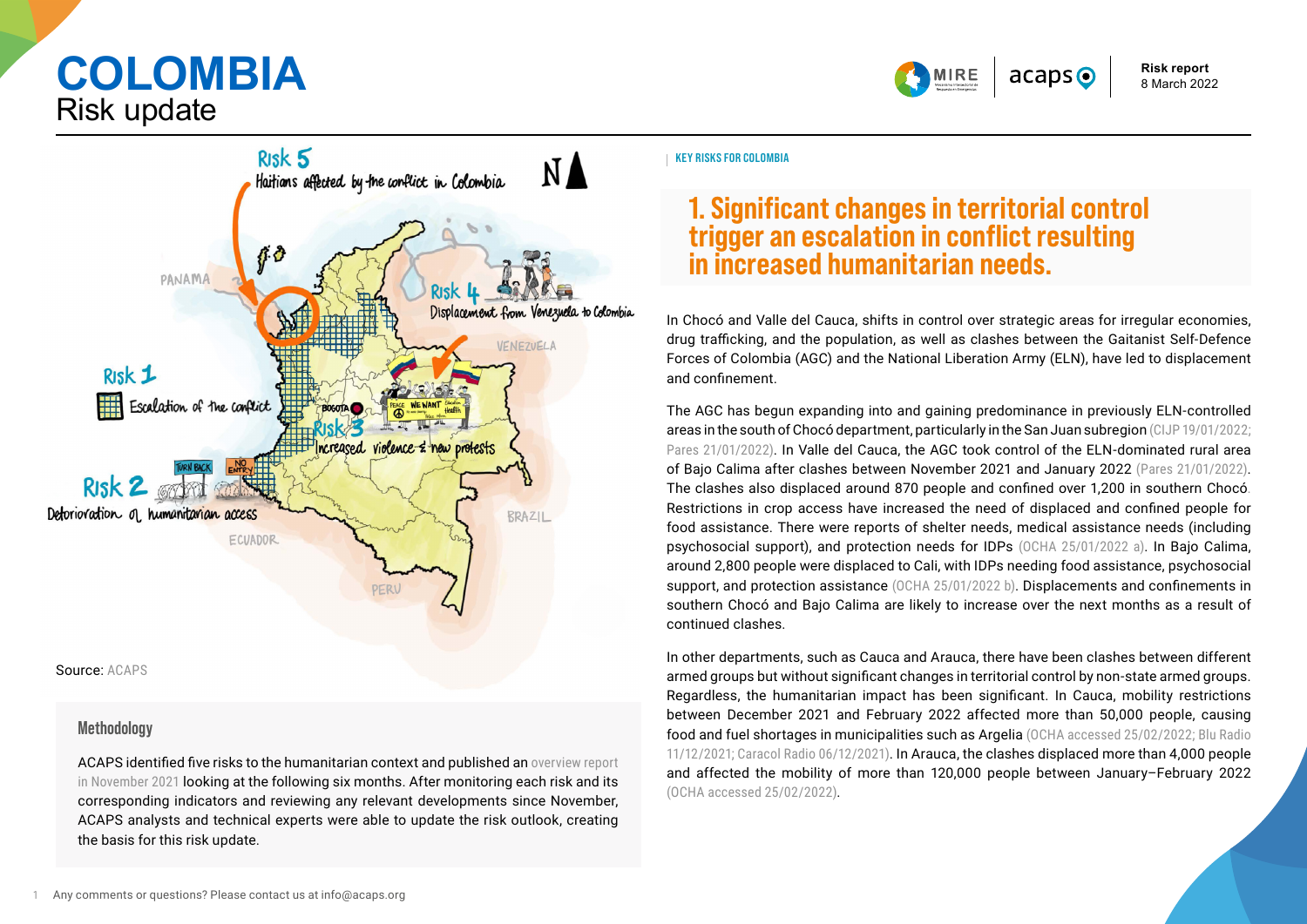# COLOMBIA

Risk update

Risk report
8 March 2022

Source: ACAPS

### Methodology

ACAPS identified five risks to the humanitarian context and published an overview report in November 2021 looking at the following six months. After monitoring each risk and its corresponding indicators and reviewing any relevant developments since November, ACAPS analysts and technical experts were able to update the risk outlook, creating the basis for this risk update.

KEY RISKS FOR COLOMBIA

## 1. Significant changes in territorial control trigger an escalation in conflict resulting in increased humanitarian needs.

In Chocó and Valle del Cauca, shifts in control over strategic areas for irregular economies, drug trafficking, and the population, as well as clashes between the Gaitanist Self-Defence Forces of Colombia (AGC) and the National Liberation Army (ELN), have led to displacement and confinement.

The AGC has begun expanding into and gaining predominance in previously ELN-controlled areas in the south of Chocó department, particularly in the San Juan subregion (CIJP 19/01/2022; Pares 21/01/2022). In Valle del Cauca, the AGC took control of the ELN-dominated rural area of Bajo Calima after clashes between November 2021 and January 2022 (Pares 21/01/2022). The clashes also displaced around 870 people and confined over 1,200 in southern Chocó. Restrictions in crop access have increased the need of displaced and confined people for food assistance. There were reports of shelter needs, medical assistance needs (including psychosocial support), and protection needs for IDPs (OCHA 25/01/2022 a). In Bajo Calima, around 2,800 people were displaced to Cali, with IDPs needing food assistance, psychosocial support, and protection assistance (OCHA 25/01/2022 b). Displacements and confinements in southern Chocó and Bajo Calima are likely to increase over the next months as a result of continued clashes.

In other departments, such as Cauca and Arauca, there have been clashes between different armed groups but without significant changes in territorial control by non-state armed groups. Regardless, the humanitarian impact has been significant. In Cauca, mobility restrictions between December 2021 and February 2022 affected more than 50,000 people, causing food and fuel shortages in municipalities such as Argelia (OCHA accessed 25/02/2022; Blu Radio 11/12/2021; Caracol Radio 06/12/2021). In Arauca, the clashes displaced more than 4,000 people and affected the mobility of more than 120,000 people between January–February 2022 (OCHA accessed 25/02/2022).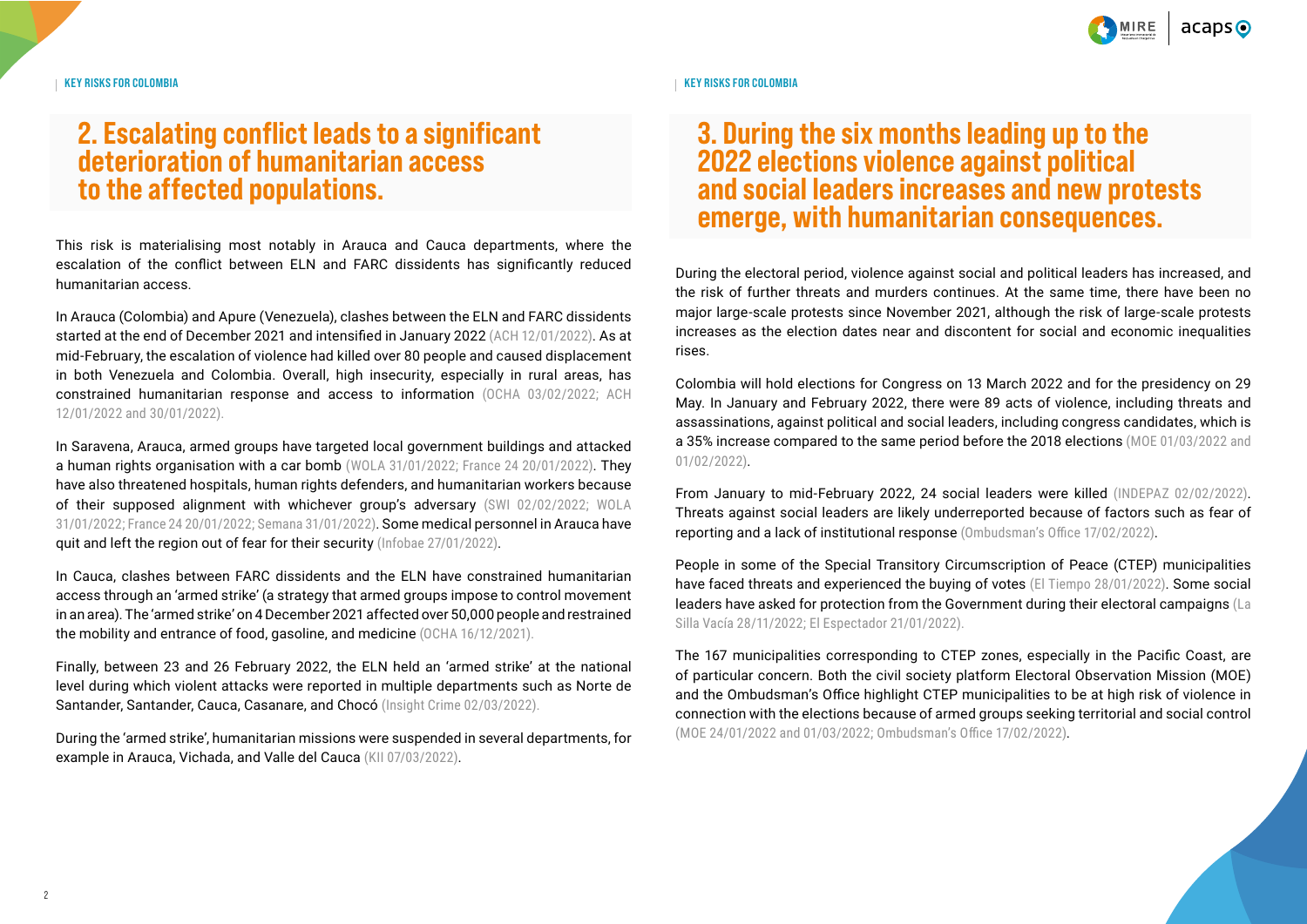## 2. Escalating conflict leads to a significant deterioration of humanitarian access to the affected populations.

This risk is materialising most notably in Arauca and Cauca departments, where the escalation of the conflict between ELN and FARC dissidents has significantly reduced humanitarian access.

In Arauca (Colombia) and Apure (Venezuela), clashes between the ELN and FARC dissidents started at the end of December 2021 and intensified in January 2022 (ACH 12/01/2022). As at mid-February, the escalation of violence had killed over 80 people and caused displacement in both Venezuela and Colombia. Overall, high insecurity, especially in rural areas, has constrained humanitarian response and access to information (OCHA 03/02/2022; ACH 12/01/2022 and 30/01/2022).

In Saravena, Arauca, armed groups have targeted local government buildings and attacked a human rights organisation with a car bomb (WOLA 31/01/2022; France 24 20/01/2022). They have also threatened hospitals, human rights defenders, and humanitarian workers because of their supposed alignment with whichever group's adversary (SWI 02/02/2022; WOLA 31/01/2022; France 24 20/01/2022; Semana 31/01/2022). Some medical personnel in Arauca have quit and left the region out of fear for their security (Infobae 27/01/2022).

In Cauca, clashes between FARC dissidents and the ELN have constrained humanitarian access through an 'armed strike' (a strategy that armed groups impose to control movement in an area). The 'armed strike' on 4 December 2021 affected over 50,000 people and restrained the mobility and entrance of food, gasoline, and medicine (OCHA 16/12/2021).

Finally, between 23 and 26 February 2022, the ELN held an 'armed strike' at the national level during which violent attacks were reported in multiple departments such as Norte de Santander, Santander, Cauca, Casanare, and Chocó (Insight Crime 02/03/2022).

During the 'armed strike', humanitarian missions were suspended in several departments, for example in Arauca, Vichada, and Valle del Cauca (KII 07/03/2022).

## 3. During the six months leading up to the 2022 elections violence against political and social leaders increases and new protests emerge, with humanitarian consequences.

During the electoral period, violence against social and political leaders has increased, and the risk of further threats and murders continues. At the same time, there have been no major large-scale protests since November 2021, although the risk of large-scale protests increases as the election dates near and discontent for social and economic inequalities rises.

Colombia will hold elections for Congress on 13 March 2022 and for the presidency on 29 May. In January and February 2022, there were 89 acts of violence, including threats and assassinations, against political and social leaders, including congress candidates, which is a 35% increase compared to the same period before the 2018 elections (MOE 01/03/2022 and 01/02/2022).

From January to mid-February 2022, 24 social leaders were killed (INDEPAZ 02/02/2022). Threats against social leaders are likely underreported because of factors such as fear of reporting and a lack of institutional response (Ombudsman's Office 17/02/2022).

People in some of the Special Transitory Circumscription of Peace (CTEP) municipalities have faced threats and experienced the buying of votes (El Tiempo 28/01/2022). Some social leaders have asked for protection from the Government during their electoral campaigns (La Silla Vacía 28/11/2022; El Espectador 21/01/2022).

The 167 municipalities corresponding to CTEP zones, especially in the Pacific Coast, are of particular concern. Both the civil society platform Electoral Observation Mission (MOE) and the Ombudsman's Office highlight CTEP municipalities to be at high risk of violence in connection with the elections because of armed groups seeking territorial and social control (MOE 24/01/2022 and 01/03/2022; Ombudsman's Office 17/02/2022).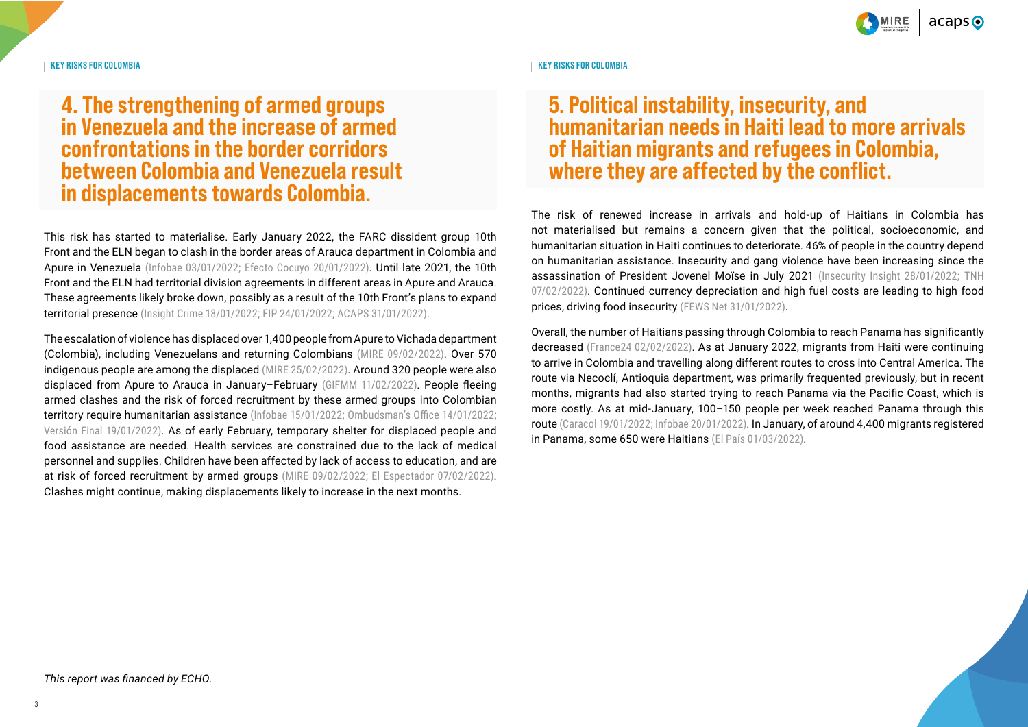## 4. The strengthening of armed groups in Venezuela and the increase of armed confrontations in the border corridors between Colombia and Venezuela result in displacements towards Colombia.

This risk has started to materialise. Early January 2022, the FARC dissident group 10th Front and the ELN began to clash in the border areas of Arauca department in Colombia and Apure in Venezuela (Infobae 03/01/2022; Efecto Cocuyo 20/01/2022). Until late 2021, the 10th Front and the ELN had territorial division agreements in different areas in Apure and Arauca. These agreements likely broke down, possibly as a result of the 10th Front's plans to expand territorial presence (Insight Crime 18/01/2022; FIP 24/01/2022; ACAPS 31/01/2022).

The escalation of violence has displaced over 1,400 people from Apure to Vichada department (Colombia), including Venezuelans and returning Colombians (MIRE 09/02/2022). Over 570 indigenous people are among the displaced (MIRE 25/02/2022). Around 320 people were also displaced from Apure to Arauca in January–February (GIFMM 11/02/2022). People fleeing armed clashes and the risk of forced recruitment by these armed groups into Colombian territory require humanitarian assistance (Infobae 15/01/2022; Ombudsman's Office 14/01/2022; Versión Final 19/01/2022). As of early February, temporary shelter for displaced people and food assistance are needed. Health services are constrained due to the lack of medical personnel and supplies. Children have been affected by lack of access to education, and are at risk of forced recruitment by armed groups (MIRE 09/02/2022; El Espectador 07/02/2022). Clashes might continue, making displacements likely to increase in the next months.

*This report was financed by ECHO.*

## 5. Political instability, insecurity, and humanitarian needs in Haiti lead to more arrivals of Haitian migrants and refugees in Colombia, where they are affected by the conflict.

The risk of renewed increase in arrivals and hold-up of Haitians in Colombia has not materialised but remains a concern given that the political, socioeconomic, and humanitarian situation in Haiti continues to deteriorate. 46% of people in the country depend on humanitarian assistance. Insecurity and gang violence have been increasing since the assassination of President Jovenel Moïse in July 2021 (Insecurity Insight 28/01/2022; TNH 07/02/2022). Continued currency depreciation and high fuel costs are leading to high food prices, driving food insecurity (FEWS Net 31/01/2022).

Overall, the number of Haitians passing through Colombia to reach Panama has significantly decreased (France24 02/02/2022). As at January 2022, migrants from Haiti were continuing to arrive in Colombia and travelling along different routes to cross into Central America. The route via Necoclí, Antioquia department, was primarily frequented previously, but in recent months, migrants had also started trying to reach Panama via the Pacific Coast, which is more costly. As at mid-January, 100–150 people per week reached Panama through this route (Caracol 19/01/2022; Infobae 20/01/2022). In January, of around 4,400 migrants registered in Panama, some 650 were Haitians (El País 01/03/2022).